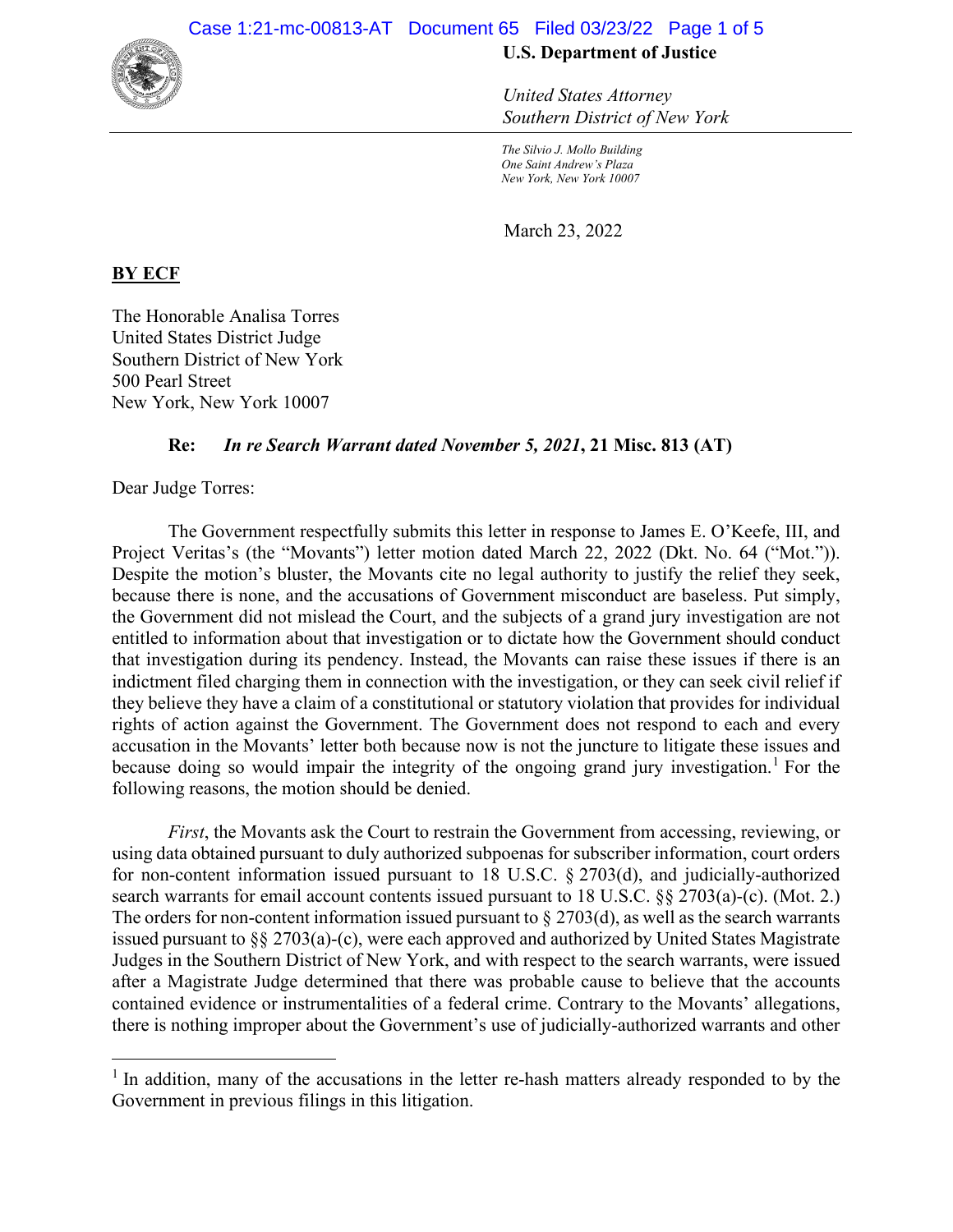**U.S. Department of Justice**

*United States Attorney*
*Southern District of New York*

*The Silvio J. Mollo Building*
*One Saint Andrew's Plaza*
*New York, New York 10007*

March 23, 2022

**BY ECF**

The Honorable Analisa Torres
United States District Judge
Southern District of New York
500 Pearl Street
New York, New York 10007

**Re: *In re Search Warrant dated November 5, 2021*, 21 Misc. 813 (AT)**

Dear Judge Torres:

The Government respectfully submits this letter in response to James E. O'Keefe, III, and Project Veritas's (the "Movants") letter motion dated March 22, 2022 (Dkt. No. 64 ("Mot.")). Despite the motion's bluster, the Movants cite no legal authority to justify the relief they seek, because there is none, and the accusations of Government misconduct are baseless. Put simply, the Government did not mislead the Court, and the subjects of a grand jury investigation are not entitled to information about that investigation or to dictate how the Government should conduct that investigation during its pendency. Instead, the Movants can raise these issues if there is an indictment filed charging them in connection with the investigation, or they can seek civil relief if they believe they have a claim of a constitutional or statutory violation that provides for individual rights of action against the Government. The Government does not respond to each and every accusation in the Movants' letter both because now is not the juncture to litigate these issues and because doing so would impair the integrity of the ongoing grand jury investigation.[1] For the following reasons, the motion should be denied.

*First*, the Movants ask the Court to restrain the Government from accessing, reviewing, or using data obtained pursuant to duly authorized subpoenas for subscriber information, court orders for non-content information issued pursuant to 18 U.S.C. § 2703(d), and judicially-authorized search warrants for email account contents issued pursuant to 18 U.S.C. §§ 2703(a)-(c). (Mot. 2.) The orders for non-content information issued pursuant to § 2703(d), as well as the search warrants issued pursuant to §§ 2703(a)-(c), were each approved and authorized by United States Magistrate Judges in the Southern District of New York, and with respect to the search warrants, were issued after a Magistrate Judge determined that there was probable cause to believe that the accounts contained evidence or instrumentalities of a federal crime. Contrary to the Movants' allegations, there is nothing improper about the Government's use of judicially-authorized warrants and other

[1] In addition, many of the accusations in the letter re-hash matters already responded to by the Government in previous filings in this litigation.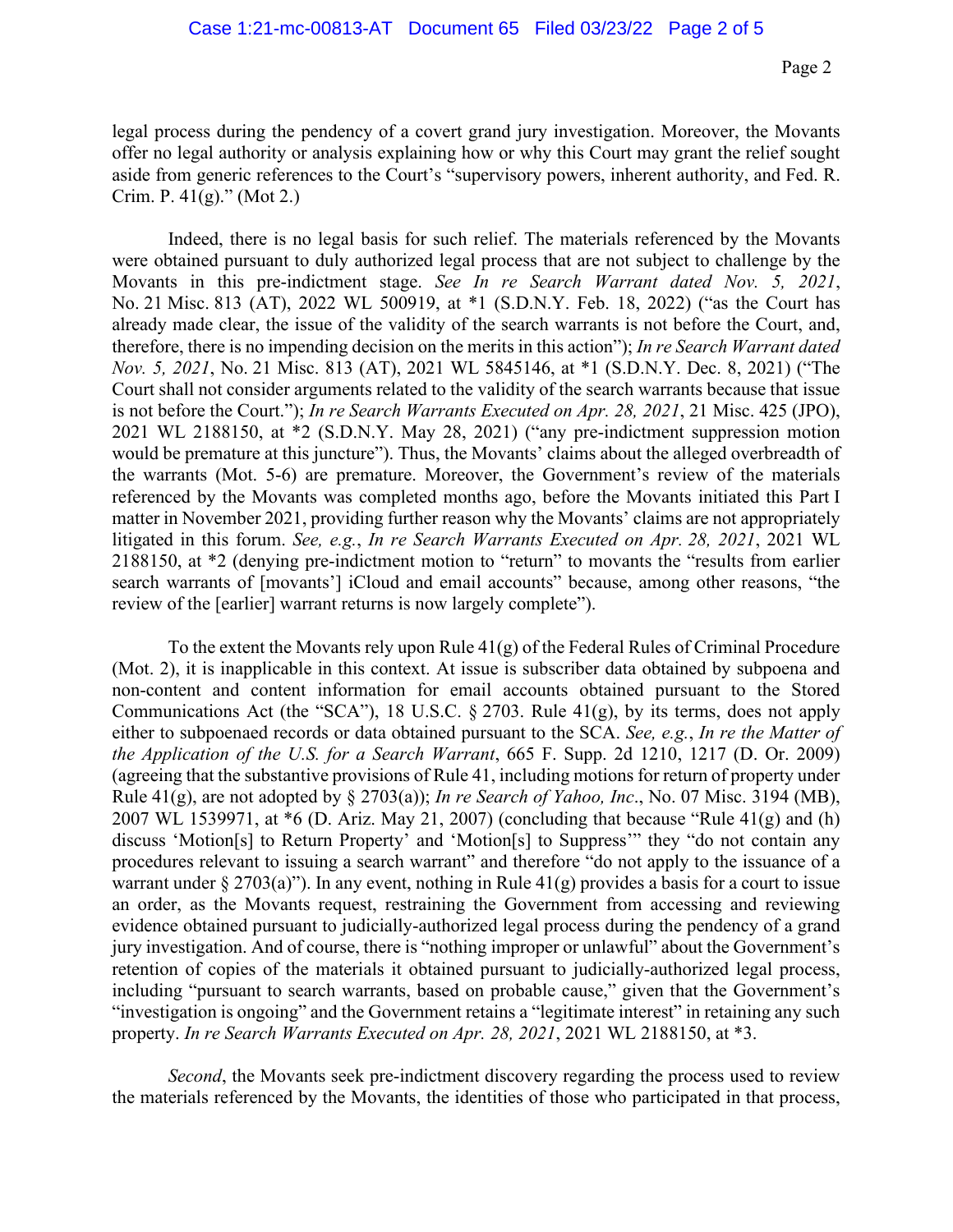legal process during the pendency of a covert grand jury investigation. Moreover, the Movants offer no legal authority or analysis explaining how or why this Court may grant the relief sought aside from generic references to the Court's "supervisory powers, inherent authority, and Fed. R. Crim. P. 41(g)." (Mot 2.)

Indeed, there is no legal basis for such relief. The materials referenced by the Movants were obtained pursuant to duly authorized legal process that are not subject to challenge by the Movants in this pre-indictment stage. *See In re Search Warrant dated Nov. 5, 2021*, No. 21 Misc. 813 (AT), 2022 WL 500919, at *1 (S.D.N.Y. Feb. 18, 2022) ("as the Court has already made clear, the issue of the validity of the search warrants is not before the Court, and, therefore, there is no impending decision on the merits in this action"); *In re Search Warrant dated Nov. 5, 2021*, No. 21 Misc. 813 (AT), 2021 WL 5845146, at *1 (S.D.N.Y. Dec. 8, 2021) ("The Court shall not consider arguments related to the validity of the search warrants because that issue is not before the Court."); *In re Search Warrants Executed on Apr. 28, 2021*, 21 Misc. 425 (JPO), 2021 WL 2188150, at *2 (S.D.N.Y. May 28, 2021) ("any pre-indictment suppression motion would be premature at this juncture"). Thus, the Movants' claims about the alleged overbreadth of the warrants (Mot. 5-6) are premature. Moreover, the Government's review of the materials referenced by the Movants was completed months ago, before the Movants initiated this Part I matter in November 2021, providing further reason why the Movants' claims are not appropriately litigated in this forum. *See, e.g.*, *In re Search Warrants Executed on Apr. 28, 2021*, 2021 WL 2188150, at *2 (denying pre-indictment motion to "return" to movants the "results from earlier search warrants of [movants'] iCloud and email accounts" because, among other reasons, "the review of the [earlier] warrant returns is now largely complete").

To the extent the Movants rely upon Rule 41(g) of the Federal Rules of Criminal Procedure (Mot. 2), it is inapplicable in this context. At issue is subscriber data obtained by subpoena and non-content and content information for email accounts obtained pursuant to the Stored Communications Act (the "SCA"), 18 U.S.C. § 2703. Rule 41(g), by its terms, does not apply either to subpoenaed records or data obtained pursuant to the SCA. *See, e.g.*, *In re the Matter of the Application of the U.S. for a Search Warrant*, 665 F. Supp. 2d 1210, 1217 (D. Or. 2009) (agreeing that the substantive provisions of Rule 41, including motions for return of property under Rule 41(g), are not adopted by § 2703(a)); *In re Search of Yahoo, Inc*., No. 07 Misc. 3194 (MB), 2007 WL 1539971, at *6 (D. Ariz. May 21, 2007) (concluding that because "Rule 41(g) and (h) discuss 'Motion[s] to Return Property' and 'Motion[s] to Suppress'" they "do not contain any procedures relevant to issuing a search warrant" and therefore "do not apply to the issuance of a warrant under § 2703(a)"). In any event, nothing in Rule 41(g) provides a basis for a court to issue an order, as the Movants request, restraining the Government from accessing and reviewing evidence obtained pursuant to judicially-authorized legal process during the pendency of a grand jury investigation. And of course, there is "nothing improper or unlawful" about the Government's retention of copies of the materials it obtained pursuant to judicially-authorized legal process, including "pursuant to search warrants, based on probable cause," given that the Government's "investigation is ongoing" and the Government retains a "legitimate interest" in retaining any such property. *In re Search Warrants Executed on Apr. 28, 2021*, 2021 WL 2188150, at *3.

*Second*, the Movants seek pre-indictment discovery regarding the process used to review the materials referenced by the Movants, the identities of those who participated in that process,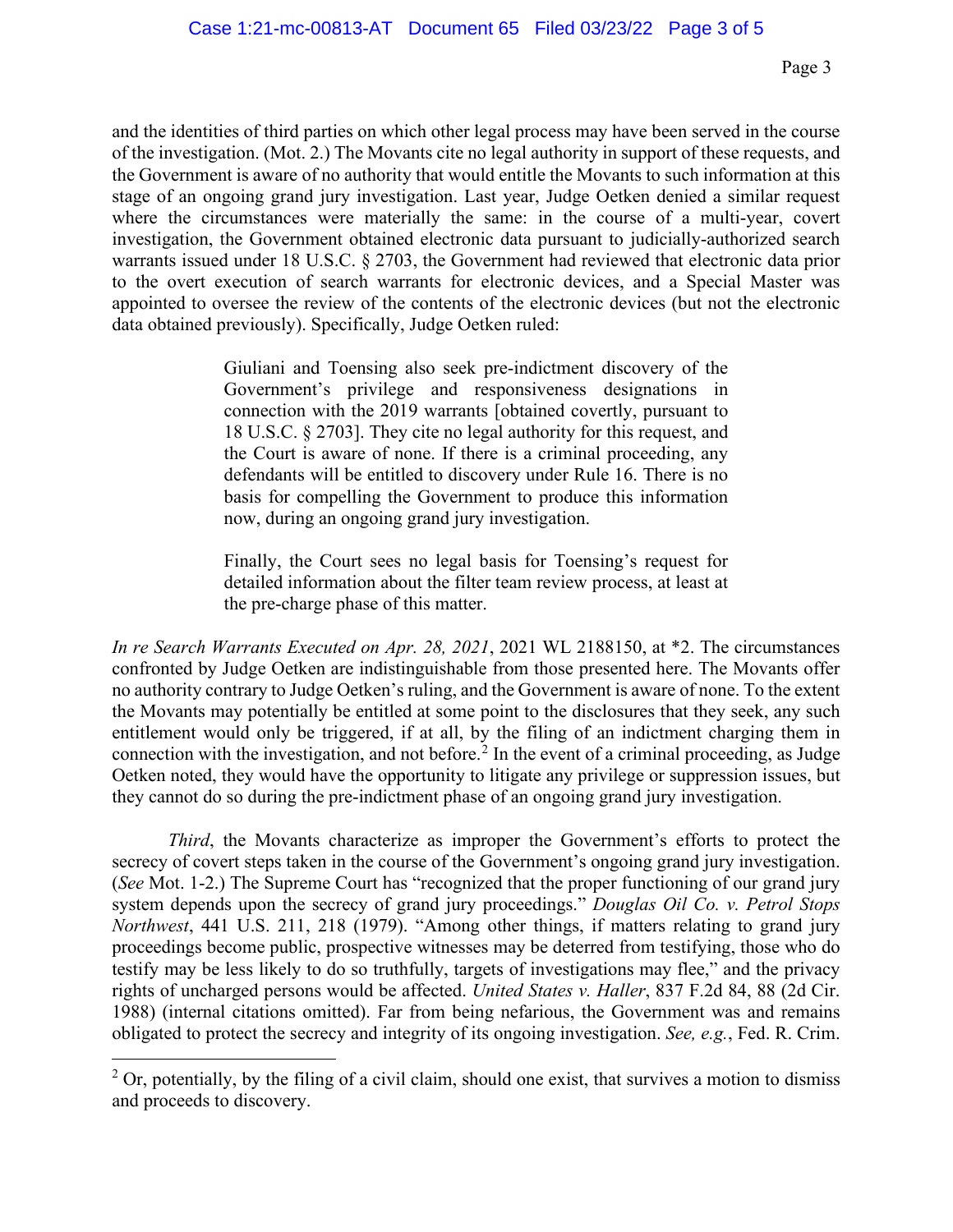and the identities of third parties on which other legal process may have been served in the course of the investigation. (Mot. 2.) The Movants cite no legal authority in support of these requests, and the Government is aware of no authority that would entitle the Movants to such information at this stage of an ongoing grand jury investigation. Last year, Judge Oetken denied a similar request where the circumstances were materially the same: in the course of a multi-year, covert investigation, the Government obtained electronic data pursuant to judicially-authorized search warrants issued under 18 U.S.C. § 2703, the Government had reviewed that electronic data prior to the overt execution of search warrants for electronic devices, and a Special Master was appointed to oversee the review of the contents of the electronic devices (but not the electronic data obtained previously). Specifically, Judge Oetken ruled:

> Giuliani and Toensing also seek pre-indictment discovery of the Government's privilege and responsiveness designations in connection with the 2019 warrants [obtained covertly, pursuant to 18 U.S.C. § 2703]. They cite no legal authority for this request, and the Court is aware of none. If there is a criminal proceeding, any defendants will be entitled to discovery under Rule 16. There is no basis for compelling the Government to produce this information now, during an ongoing grand jury investigation.
>
> Finally, the Court sees no legal basis for Toensing's request for detailed information about the filter team review process, at least at the pre-charge phase of this matter.

*In re Search Warrants Executed on Apr. 28, 2021*, 2021 WL 2188150, at *2. The circumstances confronted by Judge Oetken are indistinguishable from those presented here. The Movants offer no authority contrary to Judge Oetken's ruling, and the Government is aware of none. To the extent the Movants may potentially be entitled at some point to the disclosures that they seek, any such entitlement would only be triggered, if at all, by the filing of an indictment charging them in connection with the investigation, and not before.[2] In the event of a criminal proceeding, as Judge Oetken noted, they would have the opportunity to litigate any privilege or suppression issues, but they cannot do so during the pre-indictment phase of an ongoing grand jury investigation.

*Third*, the Movants characterize as improper the Government's efforts to protect the secrecy of covert steps taken in the course of the Government's ongoing grand jury investigation. (*See* Mot. 1-2.) The Supreme Court has "recognized that the proper functioning of our grand jury system depends upon the secrecy of grand jury proceedings." *Douglas Oil Co. v. Petrol Stops Northwest*, 441 U.S. 211, 218 (1979). "Among other things, if matters relating to grand jury proceedings become public, prospective witnesses may be deterred from testifying, those who do testify may be less likely to do so truthfully, targets of investigations may flee," and the privacy rights of uncharged persons would be affected. *United States v. Haller*, 837 F.2d 84, 88 (2d Cir. 1988) (internal citations omitted). Far from being nefarious, the Government was and remains obligated to protect the secrecy and integrity of its ongoing investigation. *See, e.g.*, Fed. R. Crim.

[2] Or, potentially, by the filing of a civil claim, should one exist, that survives a motion to dismiss and proceeds to discovery.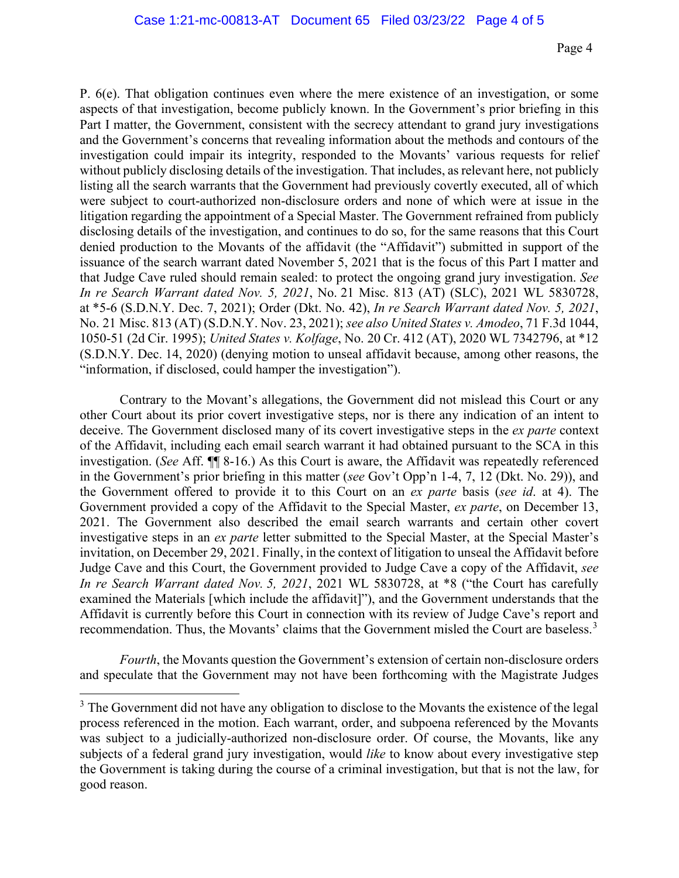P. 6(e). That obligation continues even where the mere existence of an investigation, or some aspects of that investigation, become publicly known. In the Government's prior briefing in this Part I matter, the Government, consistent with the secrecy attendant to grand jury investigations and the Government's concerns that revealing information about the methods and contours of the investigation could impair its integrity, responded to the Movants' various requests for relief without publicly disclosing details of the investigation. That includes, as relevant here, not publicly listing all the search warrants that the Government had previously covertly executed, all of which were subject to court-authorized non-disclosure orders and none of which were at issue in the litigation regarding the appointment of a Special Master. The Government refrained from publicly disclosing details of the investigation, and continues to do so, for the same reasons that this Court denied production to the Movants of the affidavit (the "Affidavit") submitted in support of the issuance of the search warrant dated November 5, 2021 that is the focus of this Part I matter and that Judge Cave ruled should remain sealed: to protect the ongoing grand jury investigation. *See In re Search Warrant dated Nov. 5, 2021*, No. 21 Misc. 813 (AT) (SLC), 2021 WL 5830728, at *5-6 (S.D.N.Y. Dec. 7, 2021); Order (Dkt. No. 42), *In re Search Warrant dated Nov. 5, 2021*, No. 21 Misc. 813 (AT) (S.D.N.Y. Nov. 23, 2021); *see also United States v. Amodeo*, 71 F.3d 1044, 1050-51 (2d Cir. 1995); *United States v. Kolfage*, No. 20 Cr. 412 (AT), 2020 WL 7342796, at *12 (S.D.N.Y. Dec. 14, 2020) (denying motion to unseal affidavit because, among other reasons, the "information, if disclosed, could hamper the investigation").

Contrary to the Movant's allegations, the Government did not mislead this Court or any other Court about its prior covert investigative steps, nor is there any indication of an intent to deceive. The Government disclosed many of its covert investigative steps in the *ex parte* context of the Affidavit, including each email search warrant it had obtained pursuant to the SCA in this investigation. (*See* Aff. ¶¶ 8-16.) As this Court is aware, the Affidavit was repeatedly referenced in the Government's prior briefing in this matter (*see* Gov't Opp'n 1-4, 7, 12 (Dkt. No. 29)), and the Government offered to provide it to this Court on an *ex parte* basis (*see id*. at 4). The Government provided a copy of the Affidavit to the Special Master, *ex parte*, on December 13, 2021. The Government also described the email search warrants and certain other covert investigative steps in an *ex parte* letter submitted to the Special Master, at the Special Master's invitation, on December 29, 2021. Finally, in the context of litigation to unseal the Affidavit before Judge Cave and this Court, the Government provided to Judge Cave a copy of the Affidavit, *see In re Search Warrant dated Nov. 5, 2021*, 2021 WL 5830728, at *8 ("the Court has carefully examined the Materials [which include the affidavit]"), and the Government understands that the Affidavit is currently before this Court in connection with its review of Judge Cave's report and recommendation. Thus, the Movants' claims that the Government misled the Court are baseless.[3]

*Fourth*, the Movants question the Government's extension of certain non-disclosure orders and speculate that the Government may not have been forthcoming with the Magistrate Judges

[3] The Government did not have any obligation to disclose to the Movants the existence of the legal process referenced in the motion. Each warrant, order, and subpoena referenced by the Movants was subject to a judicially-authorized non-disclosure order. Of course, the Movants, like any subjects of a federal grand jury investigation, would *like* to know about every investigative step the Government is taking during the course of a criminal investigation, but that is not the law, for good reason.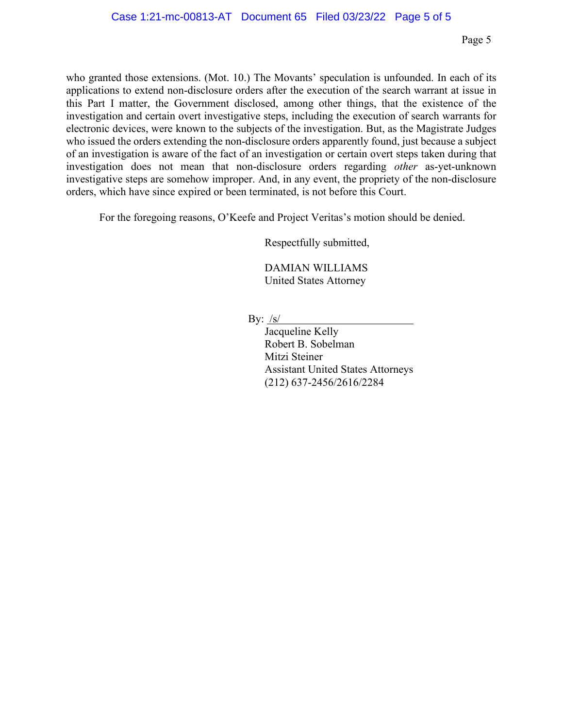who granted those extensions. (Mot. 10.) The Movants' speculation is unfounded. In each of its applications to extend non-disclosure orders after the execution of the search warrant at issue in this Part I matter, the Government disclosed, among other things, that the existence of the investigation and certain overt investigative steps, including the execution of search warrants for electronic devices, were known to the subjects of the investigation. But, as the Magistrate Judges who issued the orders extending the non-disclosure orders apparently found, just because a subject of an investigation is aware of the fact of an investigation or certain overt steps taken during that investigation does not mean that non-disclosure orders regarding *other* as-yet-unknown investigative steps are somehow improper. And, in any event, the propriety of the non-disclosure orders, which have since expired or been terminated, is not before this Court.

For the foregoing reasons, O'Keefe and Project Veritas's motion should be denied.

Respectfully submitted,

DAMIAN WILLIAMS
United States Attorney

By: /s/
Jacqueline Kelly
Robert B. Sobelman
Mitzi Steiner
Assistant United States Attorneys
(212) 637-2456/2616/2284